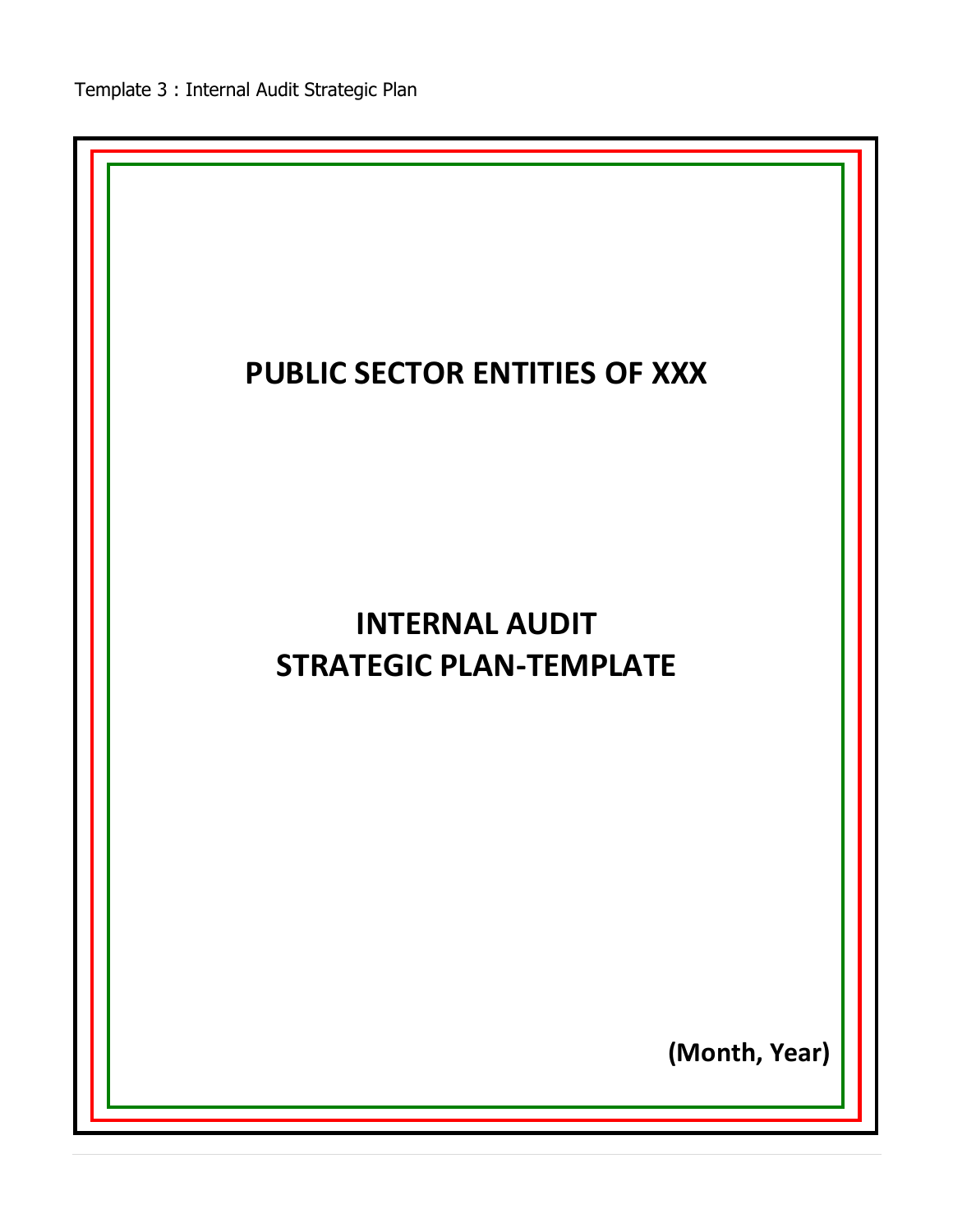Template 3 : Internal Audit Strategic Plan

# PUBLIC SECTOR ENTITIES OF XXX

# INTERNAL AUDIT
# STRATEGIC PLAN-TEMPLATE

**(Month, Year)**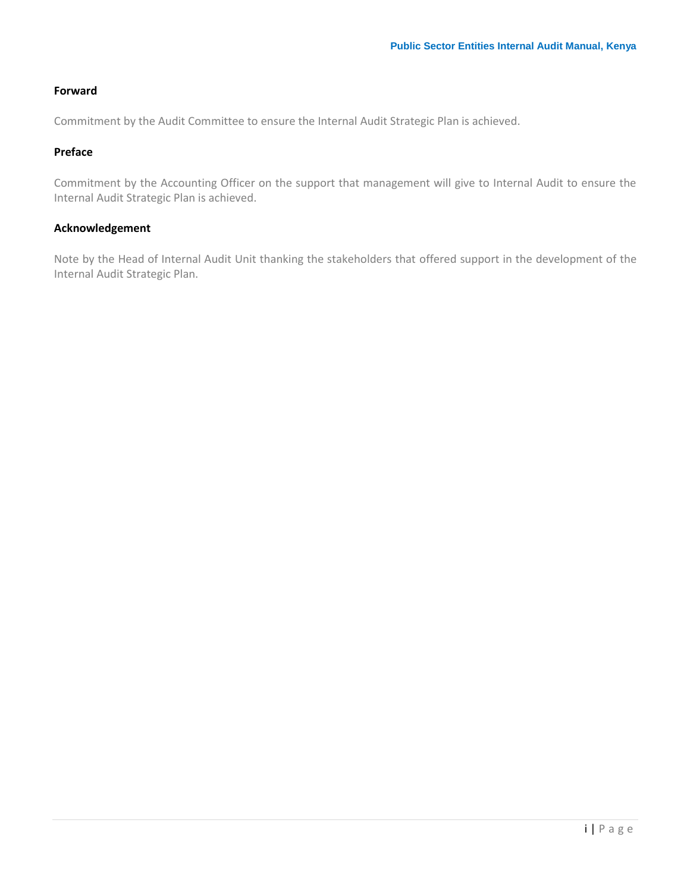**Forward**

Commitment by the Audit Committee to ensure the Internal Audit Strategic Plan is achieved.

**Preface**

Commitment by the Accounting Officer on the support that management will give to Internal Audit to ensure the Internal Audit Strategic Plan is achieved.

**Acknowledgement**

Note by the Head of Internal Audit Unit thanking the stakeholders that offered support in the development of the Internal Audit Strategic Plan.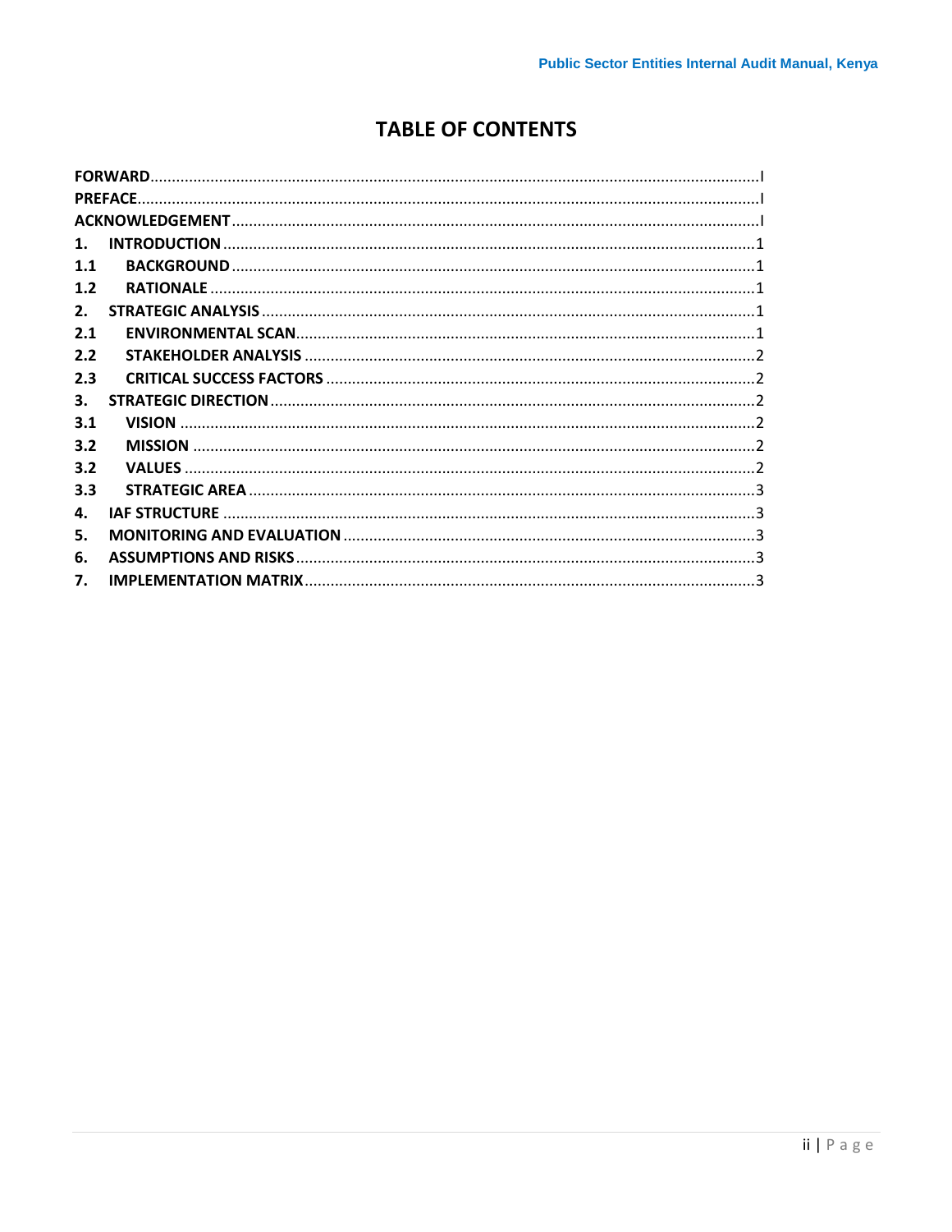# TABLE OF CONTENTS

FORWARD ............................................................ I
PREFACE ............................................................ I
ACKNOWLEDGEMENT ............................................................ I
1. INTRODUCTION ............................................................ 1
1.1 BACKGROUND ............................................................ 1
1.2 RATIONALE ............................................................ 1
2. STRATEGIC ANALYSIS ............................................................ 1
2.1 ENVIRONMENTAL SCAN ............................................................ 1
2.2 STAKEHOLDER ANALYSIS ............................................................ 2
2.3 CRITICAL SUCCESS FACTORS ............................................................ 2
3. STRATEGIC DIRECTION ............................................................ 2
3.1 VISION ............................................................ 2
3.2 MISSION ............................................................ 2
3.2 VALUES ............................................................ 2
3.3 STRATEGIC AREA ............................................................ 3
4. IAF STRUCTURE ............................................................ 3
5. MONITORING AND EVALUATION ............................................................ 3
6. ASSUMPTIONS AND RISKS ............................................................ 3
7. IMPLEMENTATION MATRIX ............................................................ 3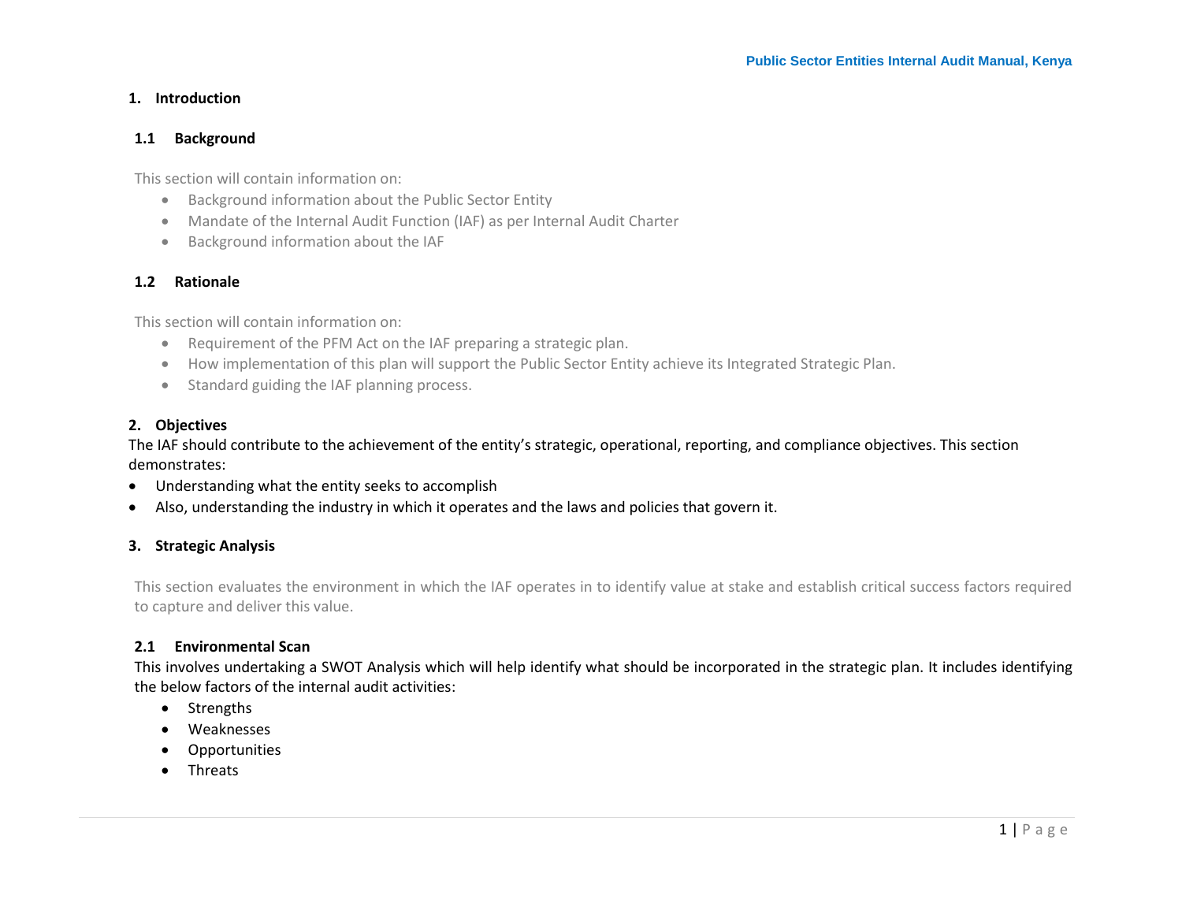## 1. Introduction

### 1.1 Background

This section will contain information on:

- Background information about the Public Sector Entity
- Mandate of the Internal Audit Function (IAF) as per Internal Audit Charter
- Background information about the IAF

### 1.2 Rationale

This section will contain information on:

- Requirement of the PFM Act on the IAF preparing a strategic plan.
- How implementation of this plan will support the Public Sector Entity achieve its Integrated Strategic Plan.
- Standard guiding the IAF planning process.

## 2. Objectives

The IAF should contribute to the achievement of the entity's strategic, operational, reporting, and compliance objectives. This section demonstrates:

- Understanding what the entity seeks to accomplish
- Also, understanding the industry in which it operates and the laws and policies that govern it.

## 3. Strategic Analysis

This section evaluates the environment in which the IAF operates in to identify value at stake and establish critical success factors required to capture and deliver this value.

### 2.1 Environmental Scan

This involves undertaking a SWOT Analysis which will help identify what should be incorporated in the strategic plan. It includes identifying the below factors of the internal audit activities:

- Strengths
- Weaknesses
- Opportunities
- Threats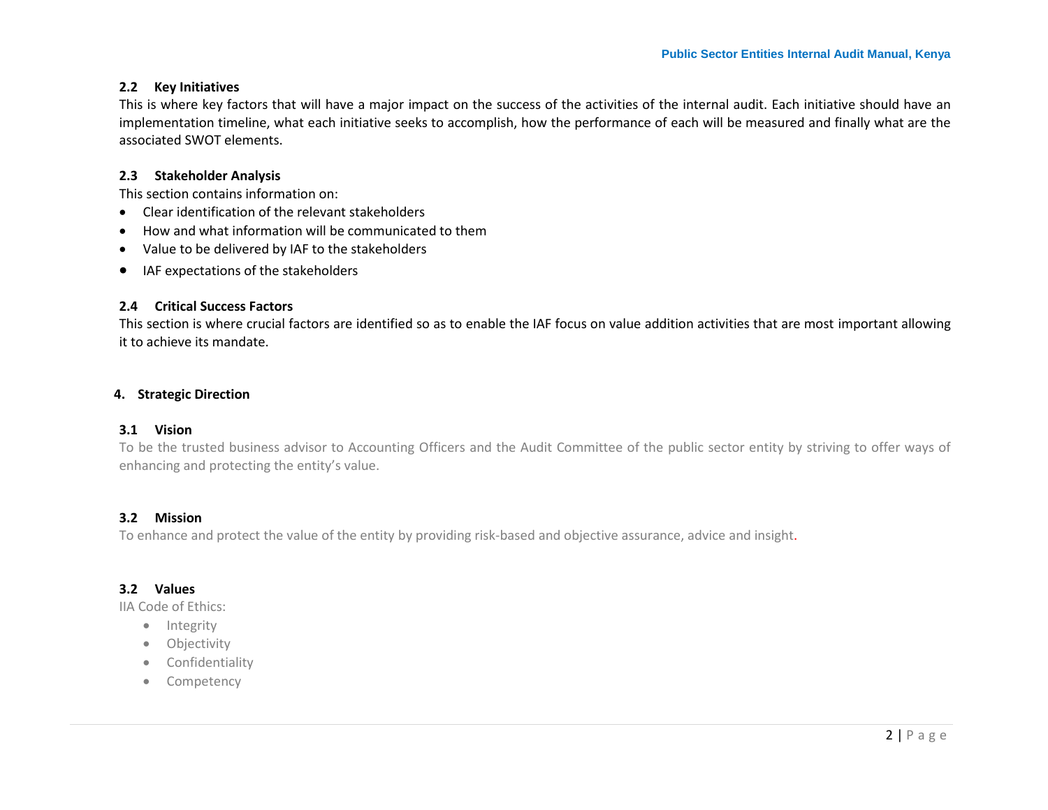### 2.2 Key Initiatives

This is where key factors that will have a major impact on the success of the activities of the internal audit. Each initiative should have an implementation timeline, what each initiative seeks to accomplish, how the performance of each will be measured and finally what are the associated SWOT elements.

### 2.3 Stakeholder Analysis

This section contains information on:

- Clear identification of the relevant stakeholders
- How and what information will be communicated to them
- Value to be delivered by IAF to the stakeholders
- IAF expectations of the stakeholders

### 2.4 Critical Success Factors

This section is where crucial factors are identified so as to enable the IAF focus on value addition activities that are most important allowing it to achieve its mandate.

## 4. Strategic Direction

### 3.1 Vision

To be the trusted business advisor to Accounting Officers and the Audit Committee of the public sector entity by striving to offer ways of enhancing and protecting the entity's value.

### 3.2 Mission

To enhance and protect the value of the entity by providing risk-based and objective assurance, advice and insight.

### 3.2 Values

IIA Code of Ethics:

- Integrity
- Objectivity
- Confidentiality
- Competency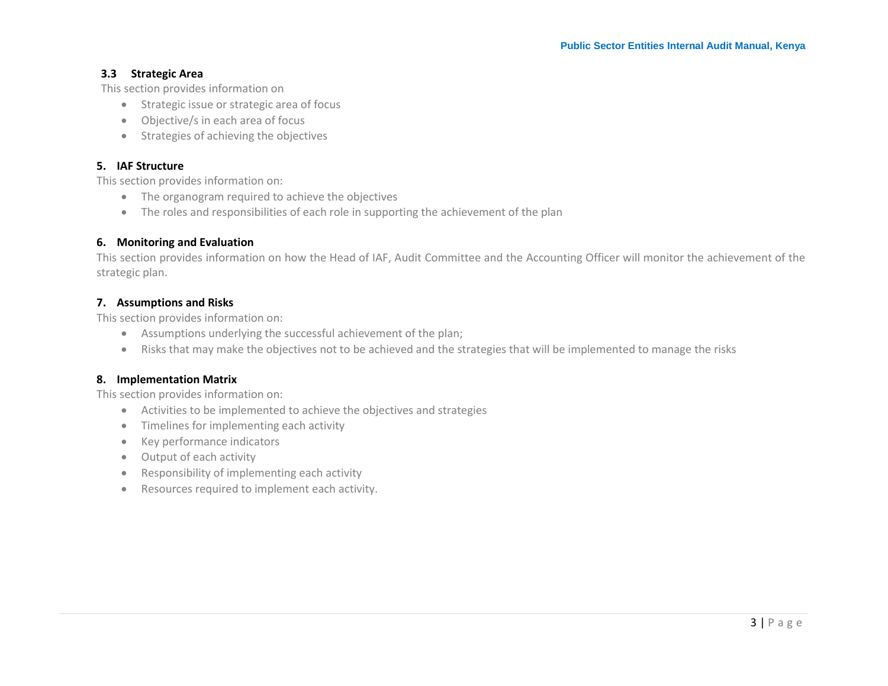### 3.3 Strategic Area

This section provides information on

- Strategic issue or strategic area of focus
- Objective/s in each area of focus
- Strategies of achieving the objectives

## 5. IAF Structure

This section provides information on:

- The organogram required to achieve the objectives
- The roles and responsibilities of each role in supporting the achievement of the plan

## 6. Monitoring and Evaluation

This section provides information on how the Head of IAF, Audit Committee and the Accounting Officer will monitor the achievement of the strategic plan.

## 7. Assumptions and Risks

This section provides information on:

- Assumptions underlying the successful achievement of the plan;
- Risks that may make the objectives not to be achieved and the strategies that will be implemented to manage the risks

## 8. Implementation Matrix

This section provides information on:

- Activities to be implemented to achieve the objectives and strategies
- Timelines for implementing each activity
- Key performance indicators
- Output of each activity
- Responsibility of implementing each activity
- Resources required to implement each activity.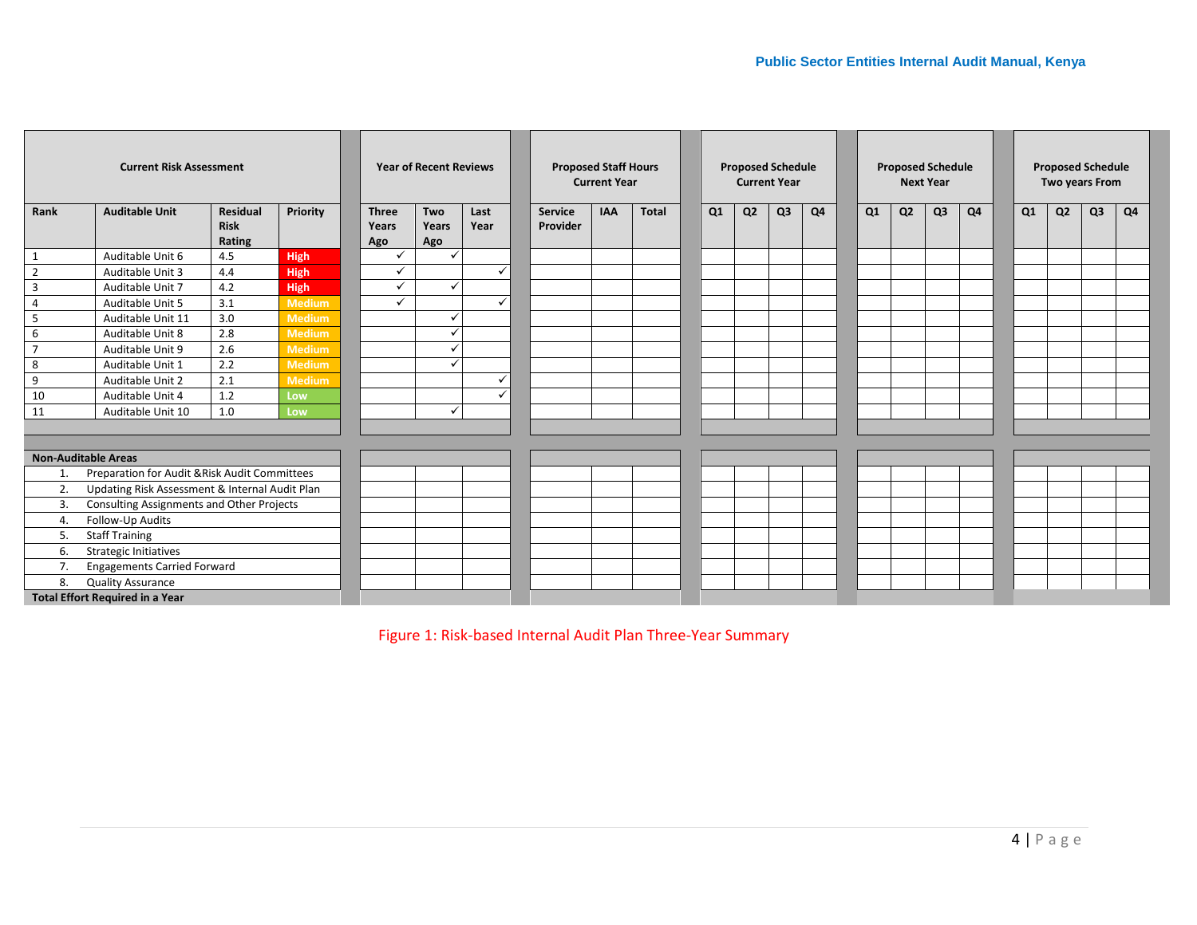| Current Risk Assessment | | | | Year of Recent Reviews | | | Proposed Staff Hours Current Year | | | Proposed Schedule Current Year | | | | Proposed Schedule Next Year | | | | Proposed Schedule Two years From | | | |
|---|---|---|---|---|---|---|---|---|---|---|---|---|---|---|---|---|---|---|---|---|---|
| Rank | Auditable Unit | Residual Risk Rating | Priority | Three Years Ago | Two Years Ago | Last Year | Service Provider | IAA | Total | Q1 | Q2 | Q3 | Q4 | Q1 | Q2 | Q3 | Q4 | Q1 | Q2 | Q3 | Q4 |
| 1 | Auditable Unit 6 | 4.5 | High | ✓ | ✓ | | | | | | | | | | | | | | | | |
| 2 | Auditable Unit 3 | 4.4 | High | ✓ | | ✓ | | | | | | | | | | | | | | | |
| 3 | Auditable Unit 7 | 4.2 | High | ✓ | ✓ | | | | | | | | | | | | | | | | |
| 4 | Auditable Unit 5 | 3.1 | Medium | ✓ | | ✓ | | | | | | | | | | | | | | | |
| 5 | Auditable Unit 11 | 3.0 | Medium | | ✓ | | | | | | | | | | | | | | | | |
| 6 | Auditable Unit 8 | 2.8 | Medium | | ✓ | | | | | | | | | | | | | | | | |
| 7 | Auditable Unit 9 | 2.6 | Medium | | ✓ | | | | | | | | | | | | | | | | |
| 8 | Auditable Unit 1 | 2.2 | Medium | | ✓ | | | | | | | | | | | | | | | | |
| 9 | Auditable Unit 2 | 2.1 | Medium | | | ✓ | | | | | | | | | | | | | | | |
| 10 | Auditable Unit 4 | 1.2 | Low | | | ✓ | | | | | | | | | | | | | | | |
| 11 | Auditable Unit 10 | 1.0 | Low | | ✓ | | | | | | | | | | | | | | | | |
| **Non-Auditable Areas** | | | | | | | | | | | | | | | | | | | | | |
| 1. | Preparation for Audit &Risk Audit Committees | | | | | | | | | | | | | | | | | | | | |
| 2. | Updating Risk Assessment & Internal Audit Plan | | | | | | | | | | | | | | | | | | | | |
| 3. | Consulting Assignments and Other Projects | | | | | | | | | | | | | | | | | | | | |
| 4. | Follow-Up Audits | | | | | | | | | | | | | | | | | | | | |
| 5. | Staff Training | | | | | | | | | | | | | | | | | | | | |
| 6. | Strategic Initiatives | | | | | | | | | | | | | | | | | | | | |
| 7. | Engagements Carried Forward | | | | | | | | | | | | | | | | | | | | |
| 8. | Quality Assurance | | | | | | | | | | | | | | | | | | | | |
| **Total Effort Required in a Year** | | | | | | | | | | | | | | | | | | | | | |

Figure 1: Risk-based Internal Audit Plan Three-Year Summary